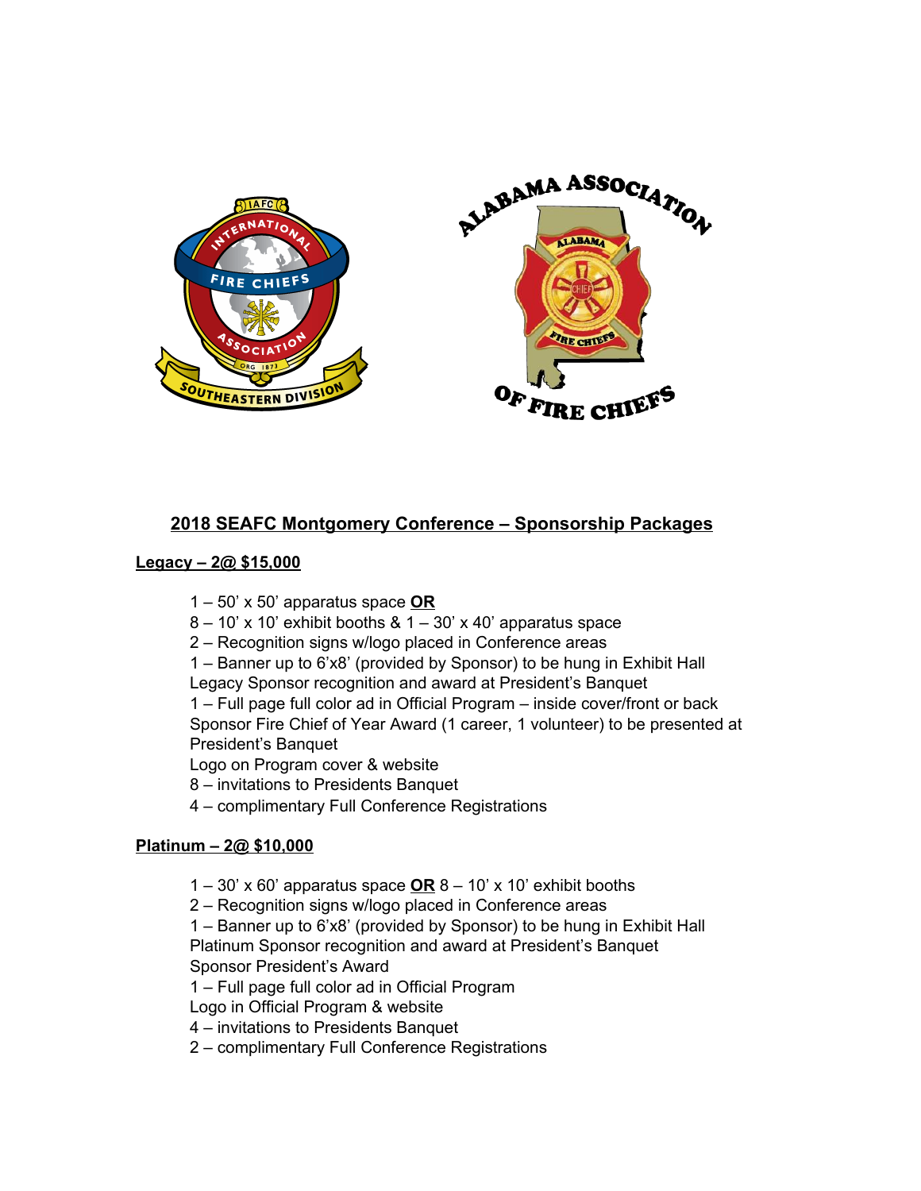## 2018 SEAFC Montgomery Conference – Sponsorship Packages

### Legacy – 2@ $15,000

1 – 50’ x 50’ apparatus space **OR**
8 – 10’ x 10’ exhibit booths & 1 – 30’ x 40’ apparatus space
2 – Recognition signs w/logo placed in Conference areas
1 – Banner up to 6’x8’ (provided by Sponsor) to be hung in Exhibit Hall
Legacy Sponsor recognition and award at President’s Banquet
1 – Full page full color ad in Official Program – inside cover/front or back
Sponsor Fire Chief of Year Award (1 career, 1 volunteer) to be presented at President’s Banquet
Logo on Program cover & website
8 – invitations to Presidents Banquet
4 – complimentary Full Conference Registrations

### Platinum – 2@ $10,000

1 – 30’ x 60’ apparatus space **OR** 8 – 10’ x 10’ exhibit booths
2 – Recognition signs w/logo placed in Conference areas
1 – Banner up to 6’x8’ (provided by Sponsor) to be hung in Exhibit Hall
Platinum Sponsor recognition and award at President’s Banquet
Sponsor President’s Award
1 – Full page full color ad in Official Program
Logo in Official Program & website
4 – invitations to Presidents Banquet
2 – complimentary Full Conference Registrations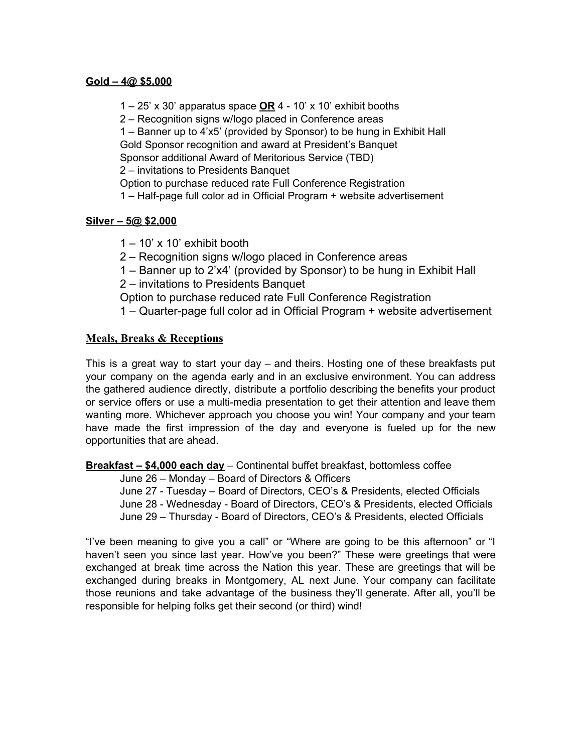**Gold – 4@ $5,000**

1 – 25' x 30' apparatus space **OR** 4 - 10' x 10' exhibit booths
2 – Recognition signs w/logo placed in Conference areas
1 – Banner up to 4'x5' (provided by Sponsor) to be hung in Exhibit Hall
Gold Sponsor recognition and award at President's Banquet
Sponsor additional Award of Meritorious Service (TBD)
2 – invitations to Presidents Banquet
Option to purchase reduced rate Full Conference Registration
1 – Half-page full color ad in Official Program + website advertisement

**Silver – 5@ $2,000**

1 – 10' x 10' exhibit booth
2 – Recognition signs w/logo placed in Conference areas
1 – Banner up to 2'x4' (provided by Sponsor) to be hung in Exhibit Hall
2 – invitations to Presidents Banquet
Option to purchase reduced rate Full Conference Registration
1 – Quarter-page full color ad in Official Program + website advertisement

## Meals, Breaks & Receptions

This is a great way to start your day – and theirs. Hosting one of these breakfasts put your company on the agenda early and in an exclusive environment. You can address the gathered audience directly, distribute a portfolio describing the benefits your product or service offers or use a multi-media presentation to get their attention and leave them wanting more. Whichever approach you choose you win! Your company and your team have made the first impression of the day and everyone is fueled up for the new opportunities that are ahead.

**Breakfast – $4,000 each day** – Continental buffet breakfast, bottomless coffee

June 26 – Monday – Board of Directors & Officers
June 27 - Tuesday – Board of Directors, CEO's & Presidents, elected Officials
June 28 - Wednesday - Board of Directors, CEO's & Presidents, elected Officials
June 29 – Thursday - Board of Directors, CEO's & Presidents, elected Officials

"I've been meaning to give you a call" or "Where are going to be this afternoon" or "I haven't seen you since last year. How've you been?" These were greetings that were exchanged at break time across the Nation this year. These are greetings that will be exchanged during breaks in Montgomery, AL next June. Your company can facilitate those reunions and take advantage of the business they'll generate. After all, you'll be responsible for helping folks get their second (or third) wind!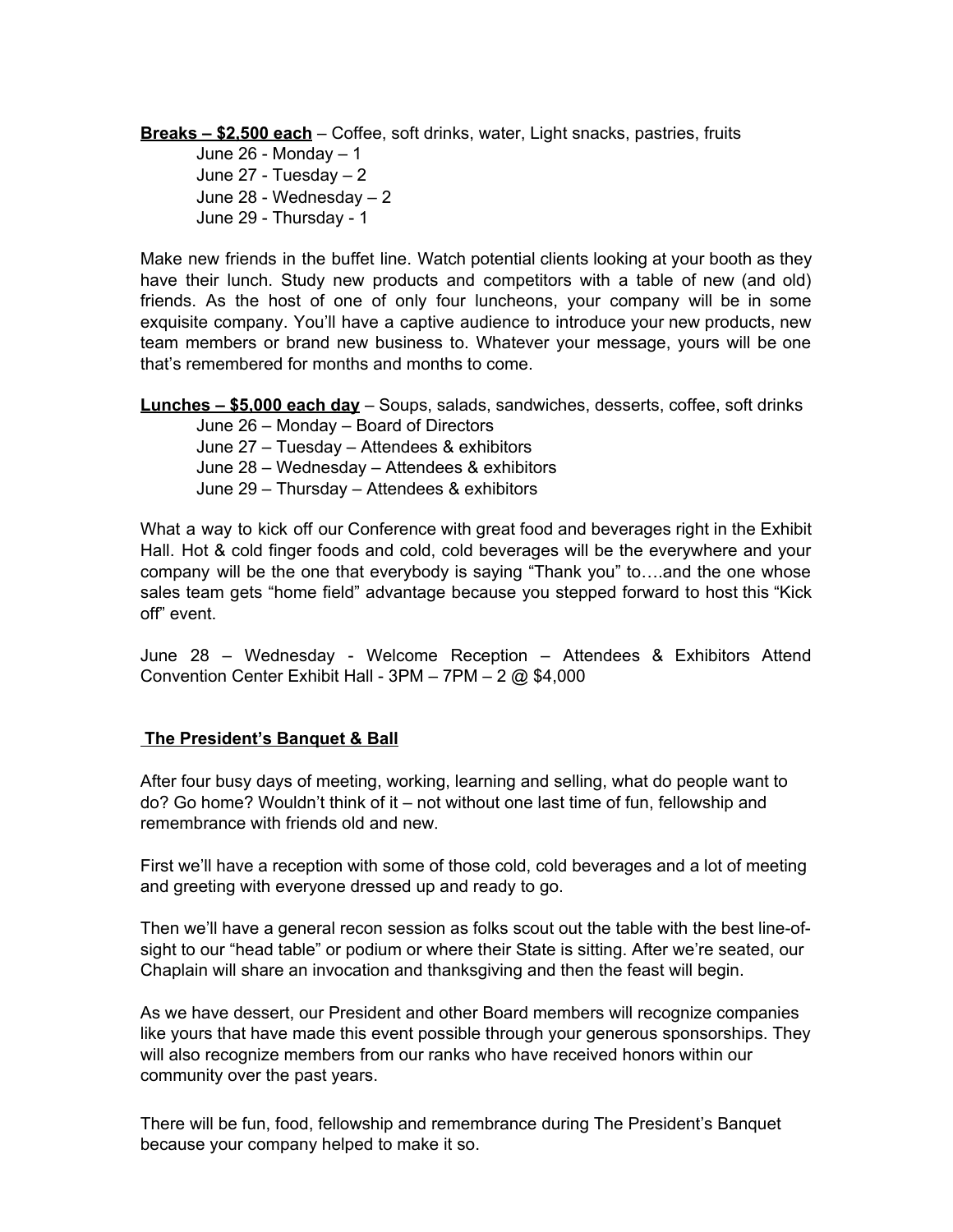**<u>Breaks – $2,500 each</u>** – Coffee, soft drinks, water, Light snacks, pastries, fruits

June 26 - Monday – 1
June 27 - Tuesday – 2
June 28 - Wednesday – 2
June 29 - Thursday - 1

Make new friends in the buffet line. Watch potential clients looking at your booth as they have their lunch. Study new products and competitors with a table of new (and old) friends. As the host of one of only four luncheons, your company will be in some exquisite company. You'll have a captive audience to introduce your new products, new team members or brand new business to. Whatever your message, yours will be one that's remembered for months and months to come.

**<u>Lunches – $5,000 each day</u>** – Soups, salads, sandwiches, desserts, coffee, soft drinks

June 26 – Monday – Board of Directors
June 27 – Tuesday – Attendees & exhibitors
June 28 – Wednesday – Attendees & exhibitors
June 29 – Thursday – Attendees & exhibitors

What a way to kick off our Conference with great food and beverages right in the Exhibit Hall. Hot & cold finger foods and cold, cold beverages will be the everywhere and your company will be the one that everybody is saying "Thank you" to….and the one whose sales team gets "home field" advantage because you stepped forward to host this "Kick off" event.

June 28 – Wednesday - Welcome Reception – Attendees & Exhibitors Attend Convention Center Exhibit Hall - 3PM – 7PM – 2 @ $4,000

**<u>The President's Banquet & Ball</u>**

After four busy days of meeting, working, learning and selling, what do people want to do? Go home? Wouldn't think of it – not without one last time of fun, fellowship and remembrance with friends old and new.

First we'll have a reception with some of those cold, cold beverages and a lot of meeting and greeting with everyone dressed up and ready to go.

Then we'll have a general recon session as folks scout out the table with the best line-of-sight to our "head table" or podium or where their State is sitting. After we're seated, our Chaplain will share an invocation and thanksgiving and then the feast will begin.

As we have dessert, our President and other Board members will recognize companies like yours that have made this event possible through your generous sponsorships. They will also recognize members from our ranks who have received honors within our community over the past years.

There will be fun, food, fellowship and remembrance during The President's Banquet because your company helped to make it so.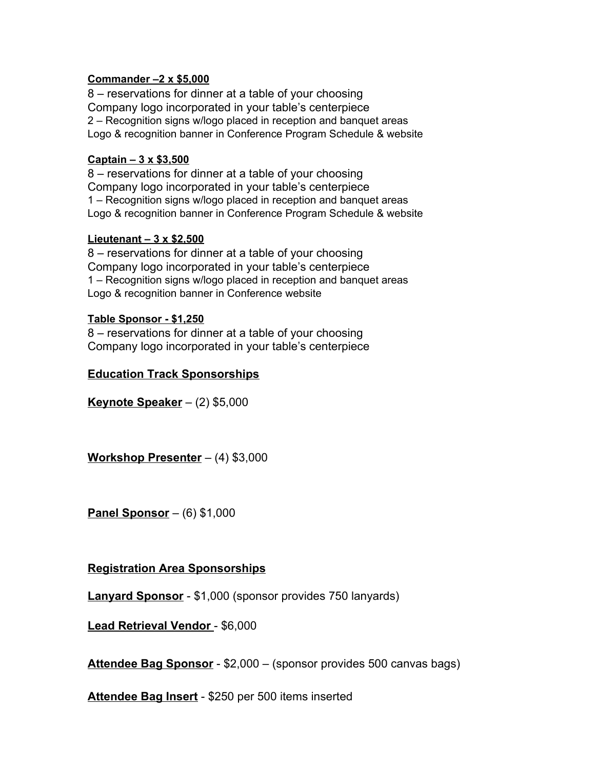**Commander –2 x $5,000**

8 – reservations for dinner at a table of your choosing
Company logo incorporated in your table's centerpiece
2 – Recognition signs w/logo placed in reception and banquet areas
Logo & recognition banner in Conference Program Schedule & website

**Captain – 3 x $3,500**

8 – reservations for dinner at a table of your choosing
Company logo incorporated in your table's centerpiece
1 – Recognition signs w/logo placed in reception and banquet areas
Logo & recognition banner in Conference Program Schedule & website

**Lieutenant – 3 x $2,500**

8 – reservations for dinner at a table of your choosing
Company logo incorporated in your table's centerpiece
1 – Recognition signs w/logo placed in reception and banquet areas
Logo & recognition banner in Conference website

**Table Sponsor - $1,250**

8 – reservations for dinner at a table of your choosing
Company logo incorporated in your table's centerpiece

## Education Track Sponsorships

**Keynote Speaker** – (2) $5,000

**Workshop Presenter** – (4) $3,000

**Panel Sponsor** – (6) $1,000

## Registration Area Sponsorships

**Lanyard Sponsor** - $1,000 (sponsor provides 750 lanyards)

**Lead Retrieval Vendor** - $6,000

**Attendee Bag Sponsor** - $2,000 – (sponsor provides 500 canvas bags)

**Attendee Bag Insert** - $250 per 500 items inserted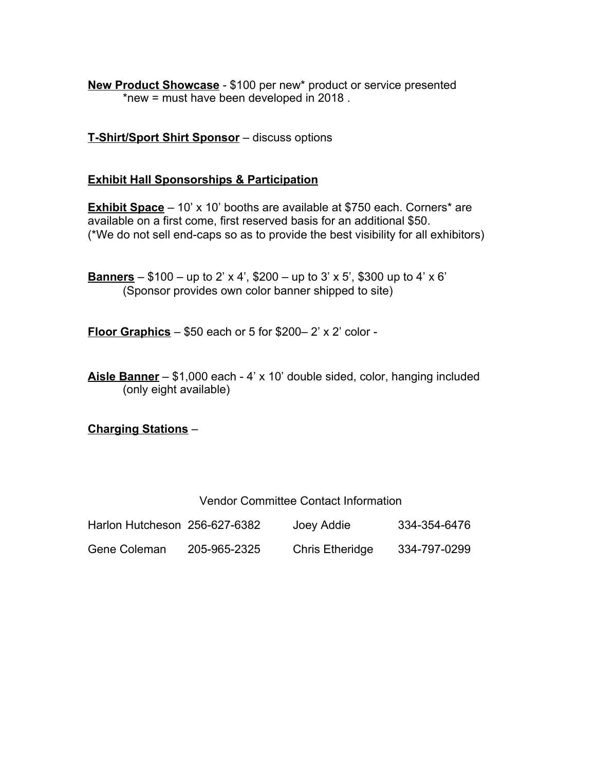**New Product Showcase** - $100 per new* product or service presented
*new = must have been developed in 2018 .

**T-Shirt/Sport Shirt Sponsor** – discuss options

**Exhibit Hall Sponsorships & Participation**

**Exhibit Space** – 10' x 10' booths are available at $750 each. Corners* are available on a first come, first reserved basis for an additional $50.
(*We do not sell end-caps so as to provide the best visibility for all exhibitors)

**Banners** – $100 – up to 2' x 4', $200 – up to 3' x 5', $300 up to 4' x 6'
(Sponsor provides own color banner shipped to site)

**Floor Graphics** – $50 each or 5 for $200– 2' x 2' color -

**Aisle Banner** – $1,000 each - 4' x 10' double sided, color, hanging included
(only eight available)

**Charging Stations** –

Vendor Committee Contact Information

| | | | |
|---|---|---|---|
| Harlon Hutcheson | 256-627-6382 | Joey Addie | 334-354-6476 |
| Gene Coleman | 205-965-2325 | Chris Etheridge | 334-797-0299 |